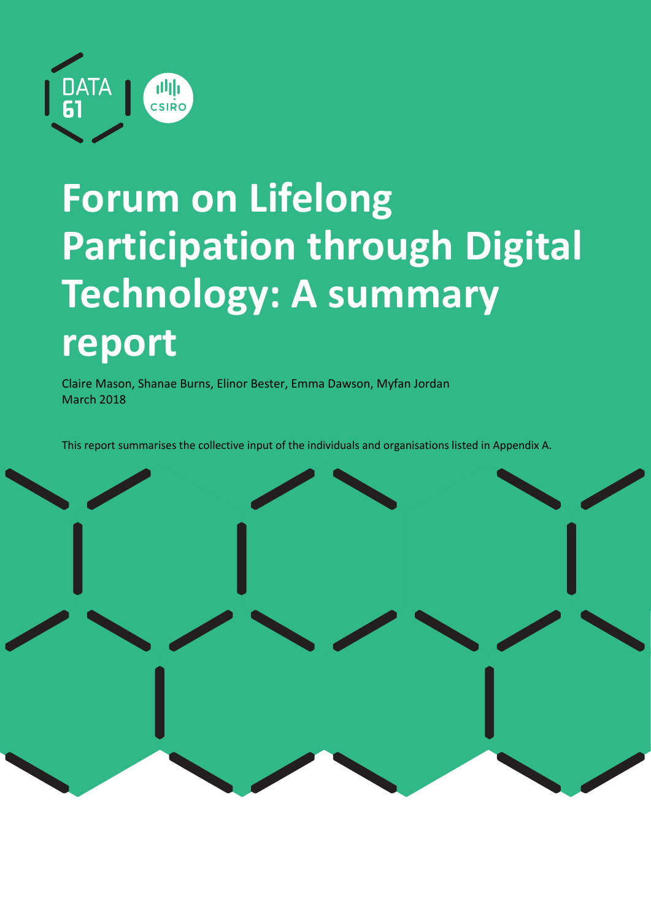# Forum on Lifelong Participation through Digital Technology: A summary report

Claire Mason, Shanae Burns, Elinor Bester, Emma Dawson, Myfan Jordan
March 2018

This report summarises the collective input of the individuals and organisations listed in Appendix A.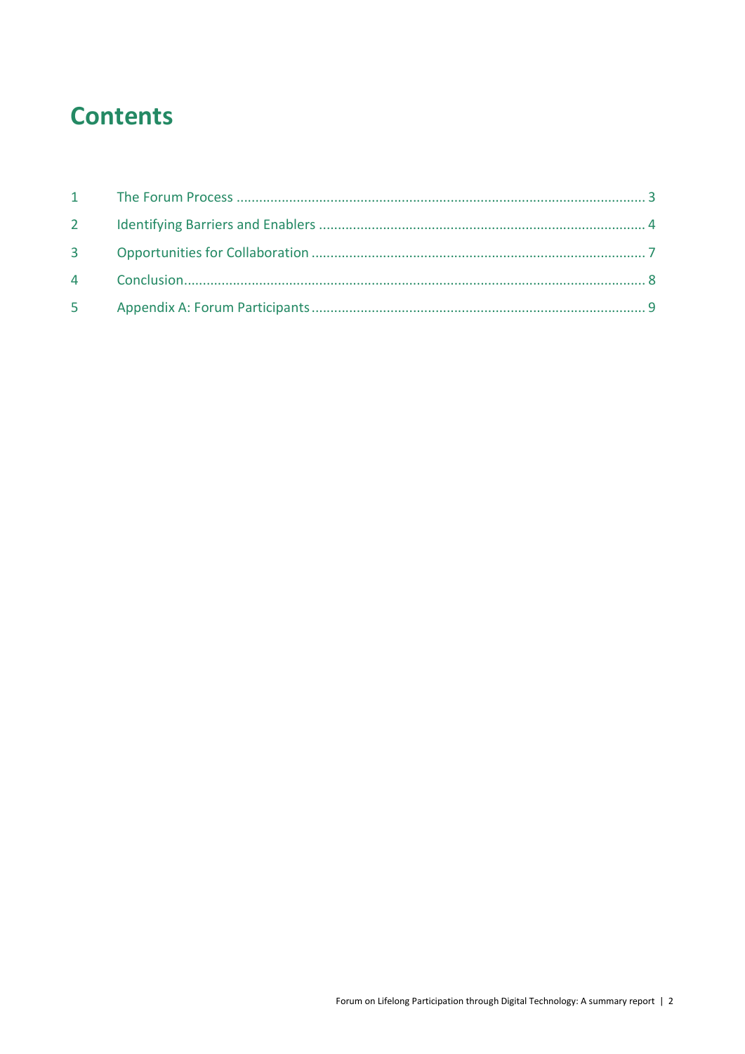# Contents

1 The Forum Process ........................................................................................................... 3
2 Identifying Barriers and Enablers ...................................................................................... 4
3 Opportunities for Collaboration ........................................................................................ 7
4 Conclusion......................................................................................................................... 8
5 Appendix A: Forum Participants ....................................................................................... 9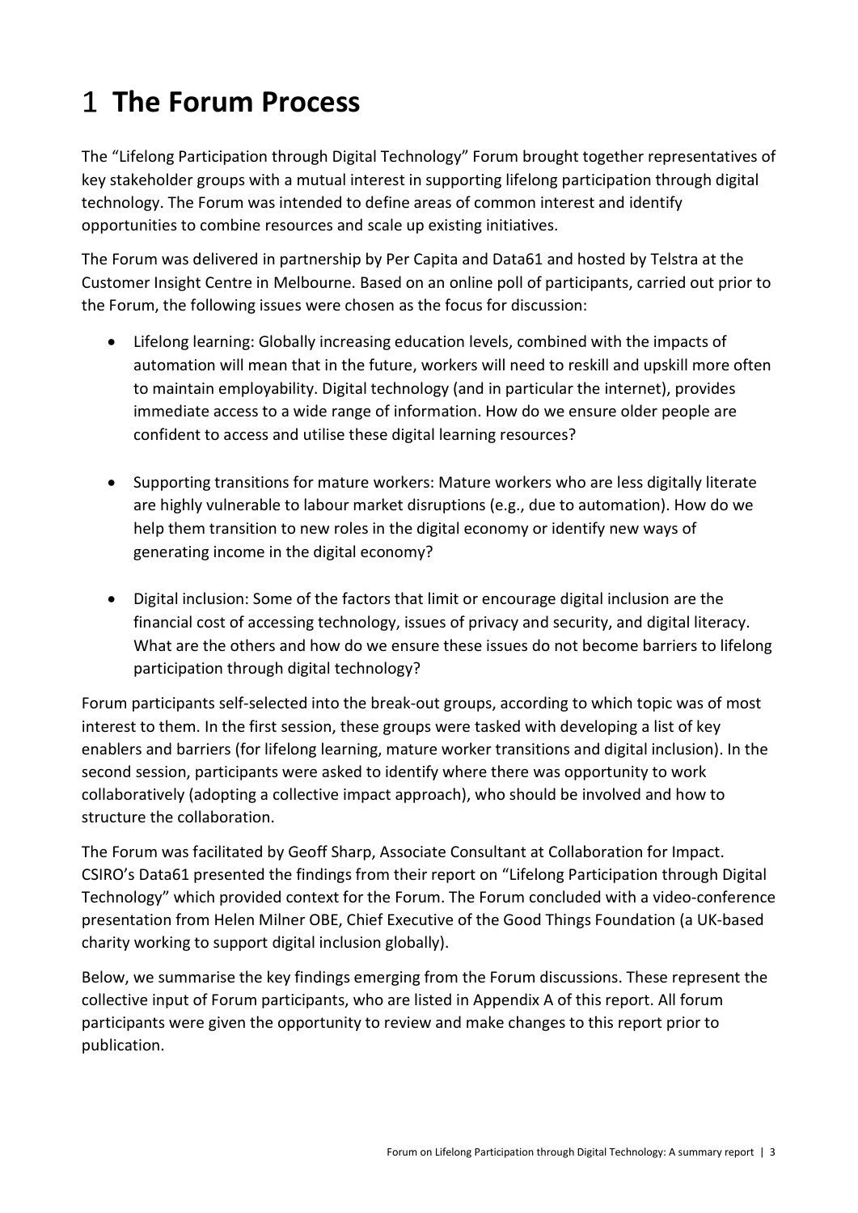# 1 The Forum Process

The "Lifelong Participation through Digital Technology" Forum brought together representatives of key stakeholder groups with a mutual interest in supporting lifelong participation through digital technology. The Forum was intended to define areas of common interest and identify opportunities to combine resources and scale up existing initiatives.

The Forum was delivered in partnership by Per Capita and Data61 and hosted by Telstra at the Customer Insight Centre in Melbourne. Based on an online poll of participants, carried out prior to the Forum, the following issues were chosen as the focus for discussion:

- Lifelong learning: Globally increasing education levels, combined with the impacts of automation will mean that in the future, workers will need to reskill and upskill more often to maintain employability. Digital technology (and in particular the internet), provides immediate access to a wide range of information. How do we ensure older people are confident to access and utilise these digital learning resources?

- Supporting transitions for mature workers: Mature workers who are less digitally literate are highly vulnerable to labour market disruptions (e.g., due to automation). How do we help them transition to new roles in the digital economy or identify new ways of generating income in the digital economy?

- Digital inclusion: Some of the factors that limit or encourage digital inclusion are the financial cost of accessing technology, issues of privacy and security, and digital literacy. What are the others and how do we ensure these issues do not become barriers to lifelong participation through digital technology?

Forum participants self-selected into the break-out groups, according to which topic was of most interest to them. In the first session, these groups were tasked with developing a list of key enablers and barriers (for lifelong learning, mature worker transitions and digital inclusion). In the second session, participants were asked to identify where there was opportunity to work collaboratively (adopting a collective impact approach), who should be involved and how to structure the collaboration.

The Forum was facilitated by Geoff Sharp, Associate Consultant at Collaboration for Impact. CSIRO's Data61 presented the findings from their report on "Lifelong Participation through Digital Technology" which provided context for the Forum. The Forum concluded with a video-conference presentation from Helen Milner OBE, Chief Executive of the Good Things Foundation (a UK-based charity working to support digital inclusion globally).

Below, we summarise the key findings emerging from the Forum discussions. These represent the collective input of Forum participants, who are listed in Appendix A of this report. All forum participants were given the opportunity to review and make changes to this report prior to publication.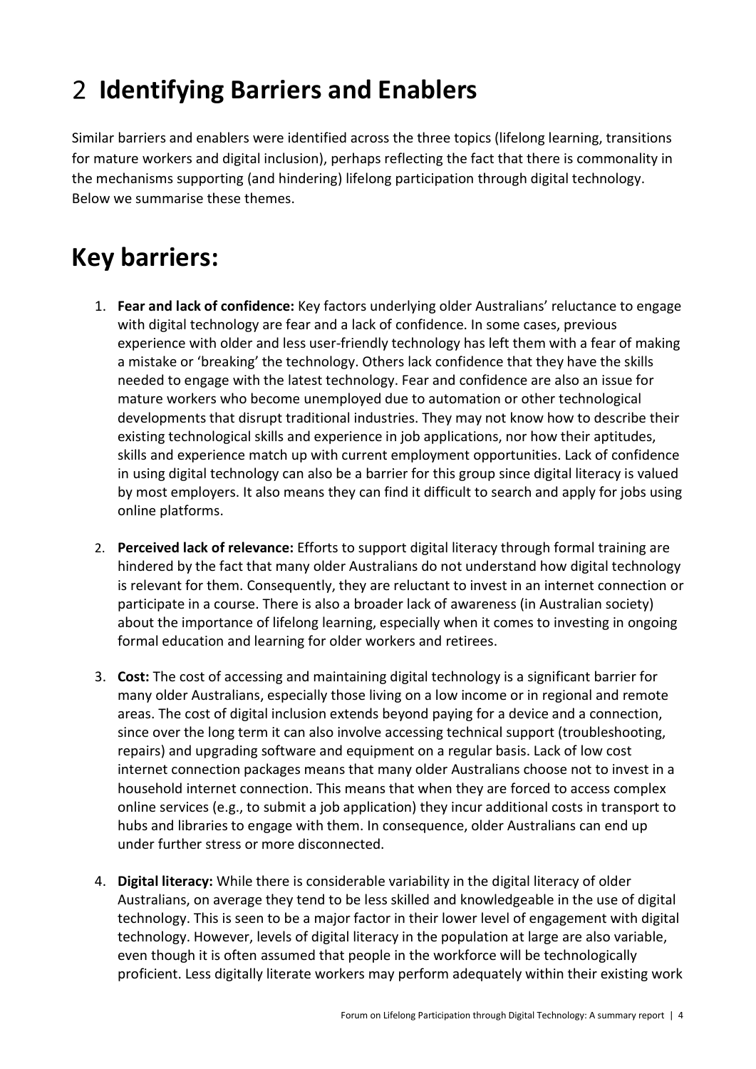# 2 Identifying Barriers and Enablers

Similar barriers and enablers were identified across the three topics (lifelong learning, transitions for mature workers and digital inclusion), perhaps reflecting the fact that there is commonality in the mechanisms supporting (and hindering) lifelong participation through digital technology. Below we summarise these themes.

# Key barriers:

1. **Fear and lack of confidence:** Key factors underlying older Australians' reluctance to engage with digital technology are fear and a lack of confidence. In some cases, previous experience with older and less user-friendly technology has left them with a fear of making a mistake or 'breaking' the technology. Others lack confidence that they have the skills needed to engage with the latest technology. Fear and confidence are also an issue for mature workers who become unemployed due to automation or other technological developments that disrupt traditional industries. They may not know how to describe their existing technological skills and experience in job applications, nor how their aptitudes, skills and experience match up with current employment opportunities. Lack of confidence in using digital technology can also be a barrier for this group since digital literacy is valued by most employers. It also means they can find it difficult to search and apply for jobs using online platforms.

2. **Perceived lack of relevance:** Efforts to support digital literacy through formal training are hindered by the fact that many older Australians do not understand how digital technology is relevant for them. Consequently, they are reluctant to invest in an internet connection or participate in a course. There is also a broader lack of awareness (in Australian society) about the importance of lifelong learning, especially when it comes to investing in ongoing formal education and learning for older workers and retirees.

3. **Cost:** The cost of accessing and maintaining digital technology is a significant barrier for many older Australians, especially those living on a low income or in regional and remote areas. The cost of digital inclusion extends beyond paying for a device and a connection, since over the long term it can also involve accessing technical support (troubleshooting, repairs) and upgrading software and equipment on a regular basis. Lack of low cost internet connection packages means that many older Australians choose not to invest in a household internet connection. This means that when they are forced to access complex online services (e.g., to submit a job application) they incur additional costs in transport to hubs and libraries to engage with them. In consequence, older Australians can end up under further stress or more disconnected.

4. **Digital literacy:** While there is considerable variability in the digital literacy of older Australians, on average they tend to be less skilled and knowledgeable in the use of digital technology. This is seen to be a major factor in their lower level of engagement with digital technology. However, levels of digital literacy in the population at large are also variable, even though it is often assumed that people in the workforce will be technologically proficient. Less digitally literate workers may perform adequately within their existing work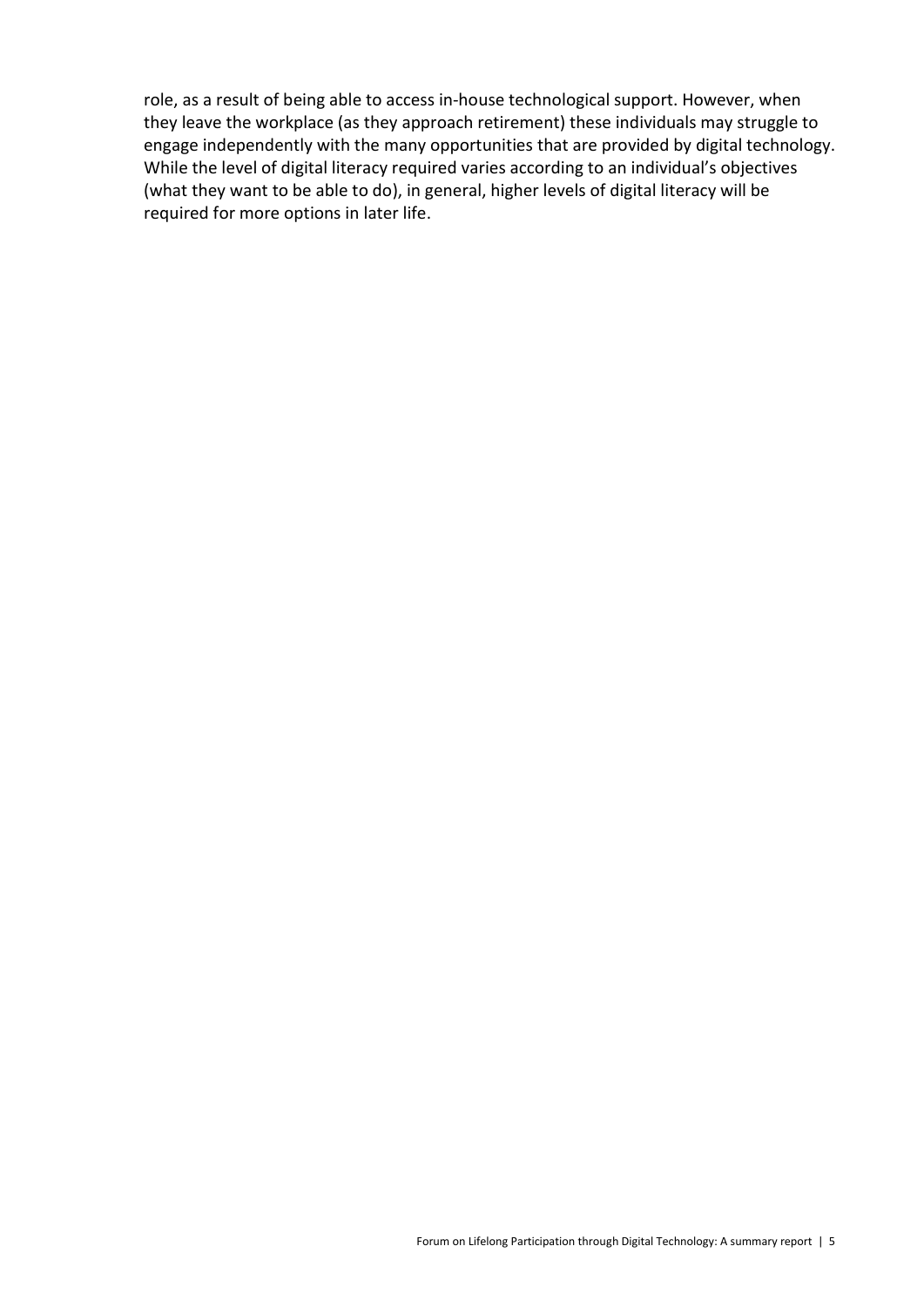role, as a result of being able to access in-house technological support. However, when they leave the workplace (as they approach retirement) these individuals may struggle to engage independently with the many opportunities that are provided by digital technology. While the level of digital literacy required varies according to an individual's objectives (what they want to be able to do), in general, higher levels of digital literacy will be required for more options in later life.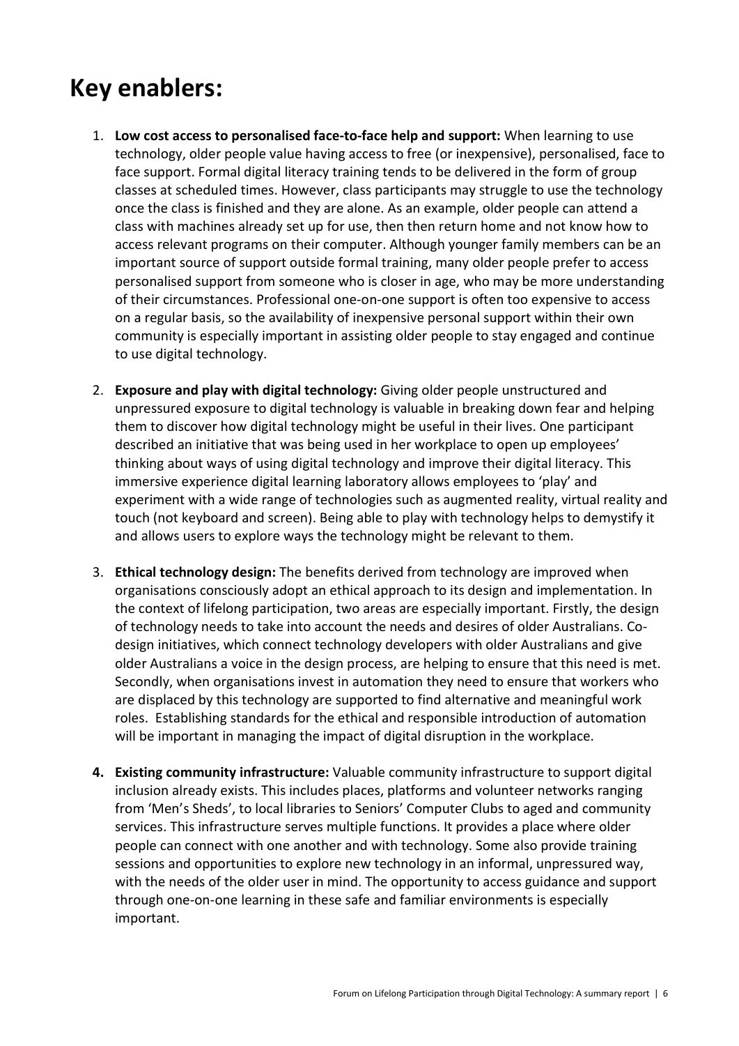# Key enablers:

1. **Low cost access to personalised face-to-face help and support:** When learning to use technology, older people value having access to free (or inexpensive), personalised, face to face support. Formal digital literacy training tends to be delivered in the form of group classes at scheduled times. However, class participants may struggle to use the technology once the class is finished and they are alone. As an example, older people can attend a class with machines already set up for use, then then return home and not know how to access relevant programs on their computer. Although younger family members can be an important source of support outside formal training, many older people prefer to access personalised support from someone who is closer in age, who may be more understanding of their circumstances. Professional one-on-one support is often too expensive to access on a regular basis, so the availability of inexpensive personal support within their own community is especially important in assisting older people to stay engaged and continue to use digital technology.

2. **Exposure and play with digital technology:** Giving older people unstructured and unpressured exposure to digital technology is valuable in breaking down fear and helping them to discover how digital technology might be useful in their lives. One participant described an initiative that was being used in her workplace to open up employees' thinking about ways of using digital technology and improve their digital literacy. This immersive experience digital learning laboratory allows employees to 'play' and experiment with a wide range of technologies such as augmented reality, virtual reality and touch (not keyboard and screen). Being able to play with technology helps to demystify it and allows users to explore ways the technology might be relevant to them.

3. **Ethical technology design:** The benefits derived from technology are improved when organisations consciously adopt an ethical approach to its design and implementation. In the context of lifelong participation, two areas are especially important. Firstly, the design of technology needs to take into account the needs and desires of older Australians. Co-design initiatives, which connect technology developers with older Australians and give older Australians a voice in the design process, are helping to ensure that this need is met. Secondly, when organisations invest in automation they need to ensure that workers who are displaced by this technology are supported to find alternative and meaningful work roles. Establishing standards for the ethical and responsible introduction of automation will be important in managing the impact of digital disruption in the workplace.

4. **Existing community infrastructure:** Valuable community infrastructure to support digital inclusion already exists. This includes places, platforms and volunteer networks ranging from 'Men's Sheds', to local libraries to Seniors' Computer Clubs to aged and community services. This infrastructure serves multiple functions. It provides a place where older people can connect with one another and with technology. Some also provide training sessions and opportunities to explore new technology in an informal, unpressured way, with the needs of the older user in mind. The opportunity to access guidance and support through one-on-one learning in these safe and familiar environments is especially important.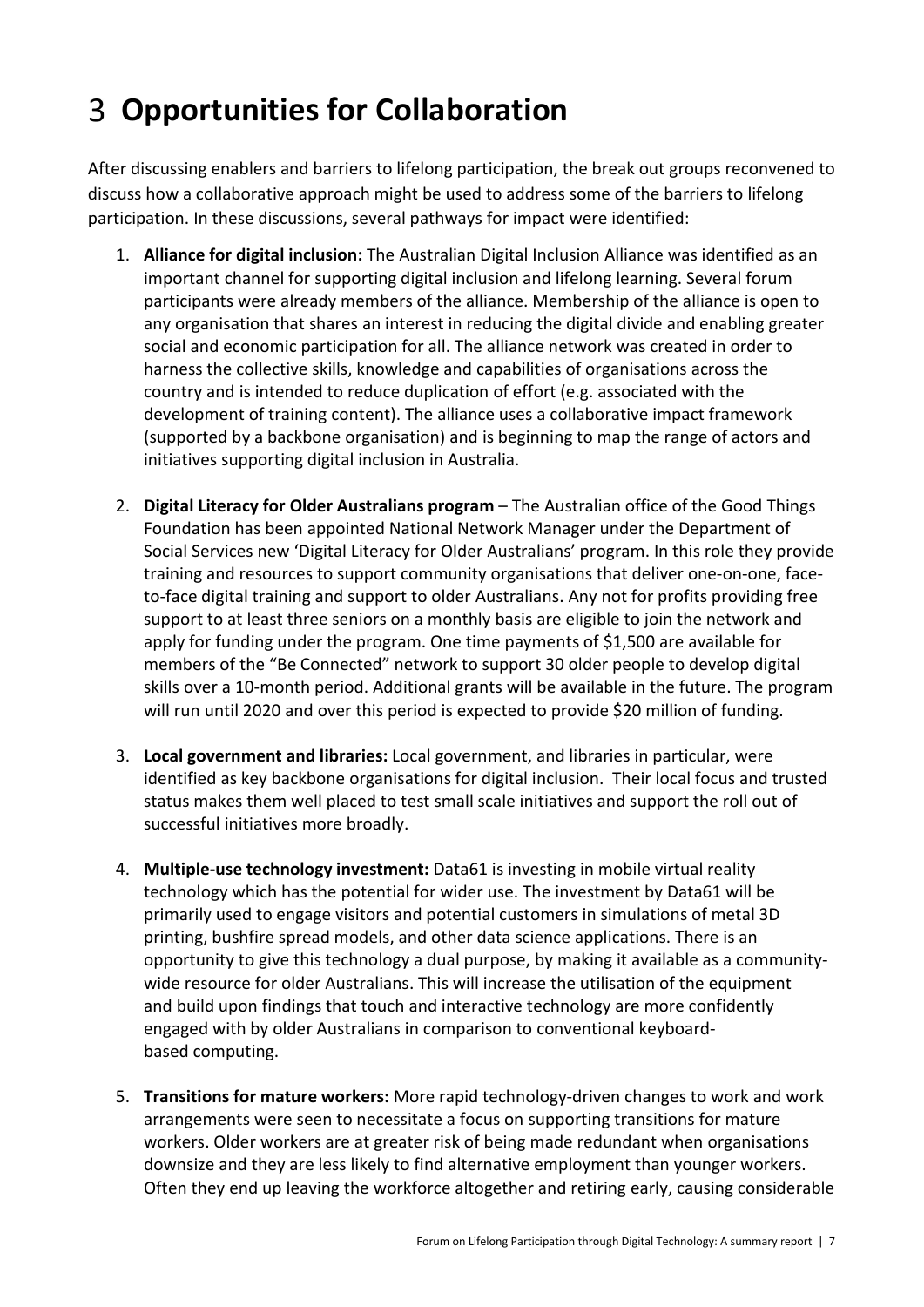# 3 Opportunities for Collaboration

After discussing enablers and barriers to lifelong participation, the break out groups reconvened to discuss how a collaborative approach might be used to address some of the barriers to lifelong participation. In these discussions, several pathways for impact were identified:

1. **Alliance for digital inclusion:** The Australian Digital Inclusion Alliance was identified as an important channel for supporting digital inclusion and lifelong learning. Several forum participants were already members of the alliance. Membership of the alliance is open to any organisation that shares an interest in reducing the digital divide and enabling greater social and economic participation for all. The alliance network was created in order to harness the collective skills, knowledge and capabilities of organisations across the country and is intended to reduce duplication of effort (e.g. associated with the development of training content). The alliance uses a collaborative impact framework (supported by a backbone organisation) and is beginning to map the range of actors and initiatives supporting digital inclusion in Australia.

2. **Digital Literacy for Older Australians program** – The Australian office of the Good Things Foundation has been appointed National Network Manager under the Department of Social Services new 'Digital Literacy for Older Australians' program. In this role they provide training and resources to support community organisations that deliver one-on-one, face-to-face digital training and support to older Australians. Any not for profits providing free support to at least three seniors on a monthly basis are eligible to join the network and apply for funding under the program. One time payments of $1,500 are available for members of the "Be Connected" network to support 30 older people to develop digital skills over a 10-month period. Additional grants will be available in the future. The program will run until 2020 and over this period is expected to provide $20 million of funding.

3. **Local government and libraries:** Local government, and libraries in particular, were identified as key backbone organisations for digital inclusion. Their local focus and trusted status makes them well placed to test small scale initiatives and support the roll out of successful initiatives more broadly.

4. **Multiple-use technology investment:** Data61 is investing in mobile virtual reality technology which has the potential for wider use. The investment by Data61 will be primarily used to engage visitors and potential customers in simulations of metal 3D printing, bushfire spread models, and other data science applications. There is an opportunity to give this technology a dual purpose, by making it available as a community-wide resource for older Australians. This will increase the utilisation of the equipment and build upon findings that touch and interactive technology are more confidently engaged with by older Australians in comparison to conventional keyboard-based computing.

5. **Transitions for mature workers:** More rapid technology-driven changes to work and work arrangements were seen to necessitate a focus on supporting transitions for mature workers. Older workers are at greater risk of being made redundant when organisations downsize and they are less likely to find alternative employment than younger workers. Often they end up leaving the workforce altogether and retiring early, causing considerable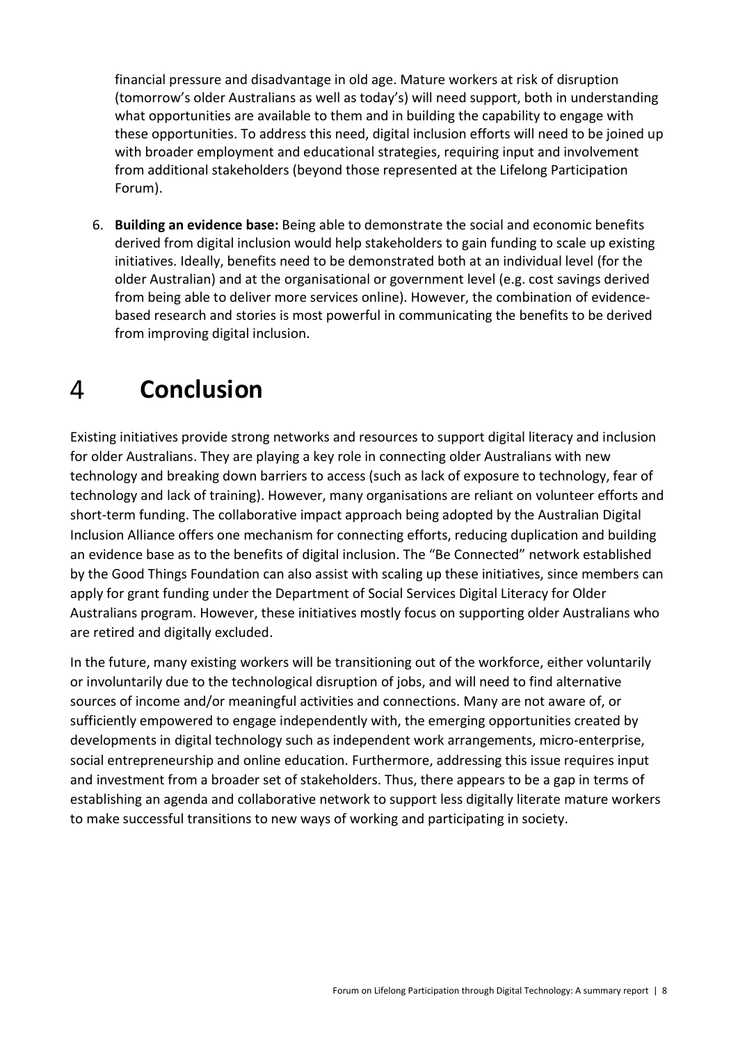financial pressure and disadvantage in old age. Mature workers at risk of disruption (tomorrow's older Australians as well as today's) will need support, both in understanding what opportunities are available to them and in building the capability to engage with these opportunities. To address this need, digital inclusion efforts will need to be joined up with broader employment and educational strategies, requiring input and involvement from additional stakeholders (beyond those represented at the Lifelong Participation Forum).

6. **Building an evidence base:** Being able to demonstrate the social and economic benefits derived from digital inclusion would help stakeholders to gain funding to scale up existing initiatives. Ideally, benefits need to be demonstrated both at an individual level (for the older Australian) and at the organisational or government level (e.g. cost savings derived from being able to deliver more services online). However, the combination of evidence-based research and stories is most powerful in communicating the benefits to be derived from improving digital inclusion.

# 4 Conclusion

Existing initiatives provide strong networks and resources to support digital literacy and inclusion for older Australians. They are playing a key role in connecting older Australians with new technology and breaking down barriers to access (such as lack of exposure to technology, fear of technology and lack of training). However, many organisations are reliant on volunteer efforts and short-term funding. The collaborative impact approach being adopted by the Australian Digital Inclusion Alliance offers one mechanism for connecting efforts, reducing duplication and building an evidence base as to the benefits of digital inclusion. The "Be Connected" network established by the Good Things Foundation can also assist with scaling up these initiatives, since members can apply for grant funding under the Department of Social Services Digital Literacy for Older Australians program. However, these initiatives mostly focus on supporting older Australians who are retired and digitally excluded.

In the future, many existing workers will be transitioning out of the workforce, either voluntarily or involuntarily due to the technological disruption of jobs, and will need to find alternative sources of income and/or meaningful activities and connections. Many are not aware of, or sufficiently empowered to engage independently with, the emerging opportunities created by developments in digital technology such as independent work arrangements, micro-enterprise, social entrepreneurship and online education. Furthermore, addressing this issue requires input and investment from a broader set of stakeholders. Thus, there appears to be a gap in terms of establishing an agenda and collaborative network to support less digitally literate mature workers to make successful transitions to new ways of working and participating in society.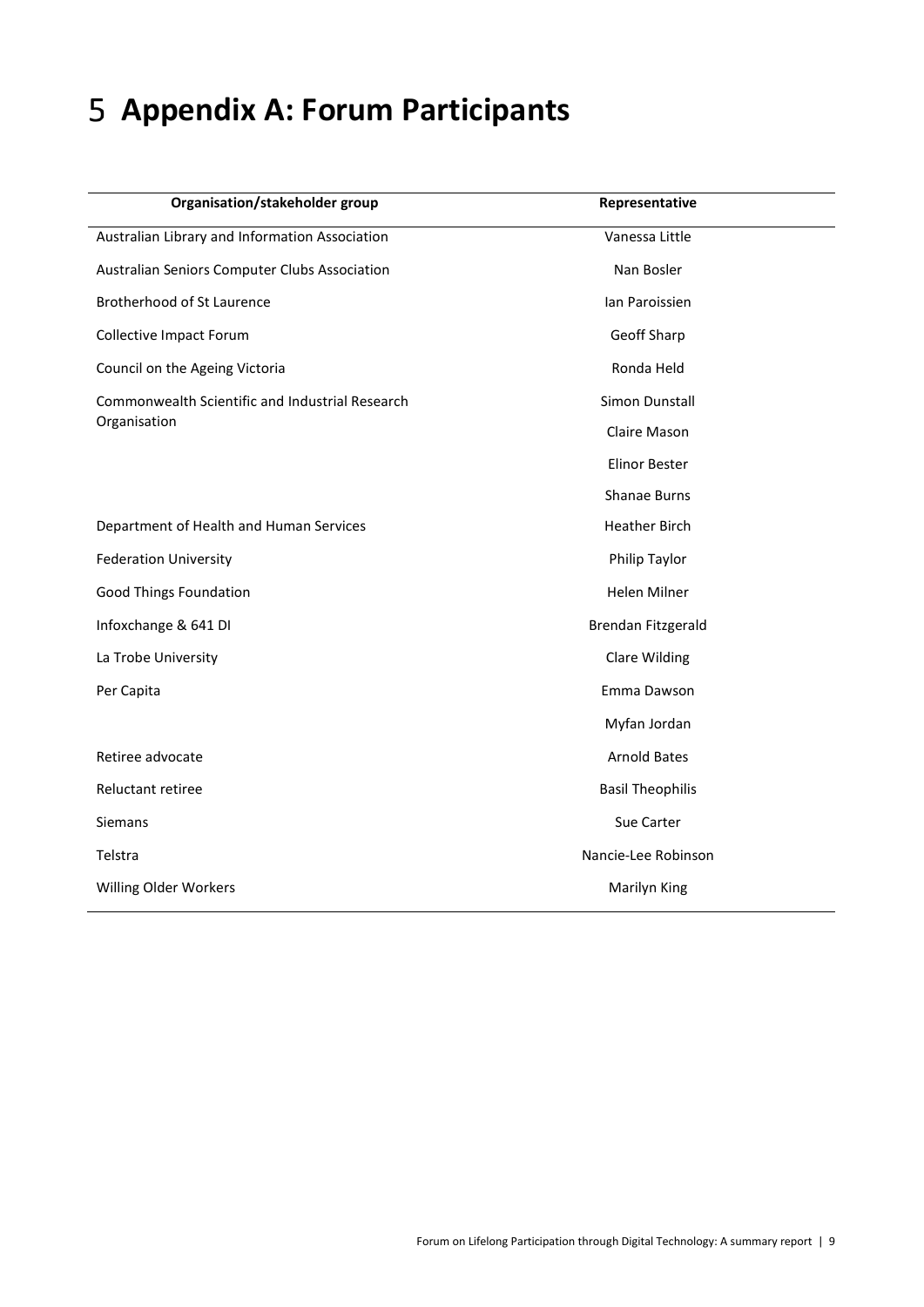# 5 Appendix A: Forum Participants

| Organisation/stakeholder group | Representative |
|---|---|
| Australian Library and Information Association | Vanessa Little |
| Australian Seniors Computer Clubs Association | Nan Bosler |
| Brotherhood of St Laurence | Ian Paroissien |
| Collective Impact Forum | Geoff Sharp |
| Council on the Ageing Victoria | Ronda Held |
| Commonwealth Scientific and Industrial Research Organisation | Simon Dunstall |
| | Claire Mason |
| | Elinor Bester |
| | Shanae Burns |
| Department of Health and Human Services | Heather Birch |
| Federation University | Philip Taylor |
| Good Things Foundation | Helen Milner |
| Infoxchange & 641 DI | Brendan Fitzgerald |
| La Trobe University | Clare Wilding |
| Per Capita | Emma Dawson |
| | Myfan Jordan |
| Retiree advocate | Arnold Bates |
| Reluctant retiree | Basil Theophilis |
| Siemans | Sue Carter |
| Telstra | Nancie-Lee Robinson |
| Willing Older Workers | Marilyn King |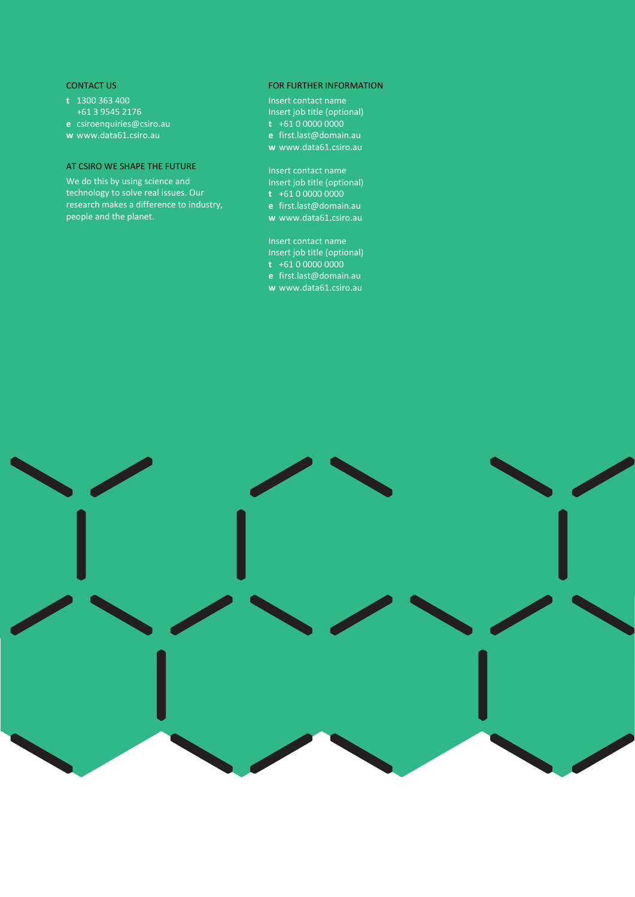CONTACT US

**t** 1300 363 400
+61 3 9545 2176
**e** csiroenquiries@csiro.au
**w** www.data61.csiro.au

AT CSIRO WE SHAPE THE FUTURE

We do this by using science and technology to solve real issues. Our research makes a difference to industry, people and the planet.

FOR FURTHER INFORMATION

Insert contact name
Insert job title (optional)
**t** +61 0 0000 0000
**e** first.last@domain.au
**w** www.data61.csiro.au

Insert contact name
Insert job title (optional)
**t** +61 0 0000 0000
**e** first.last@domain.au
**w** www.data61.csiro.au

Insert contact name
Insert job title (optional)
**t** +61 0 0000 0000
**e** first.last@domain.au
**w** www.data61.csiro.au